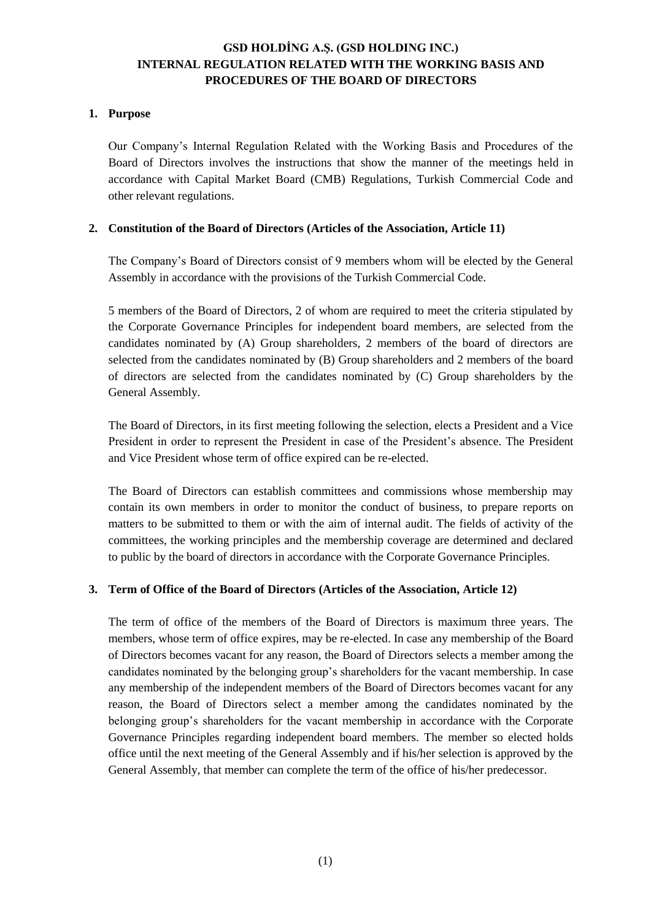# GSD HOLDİNG A.Ş. (GSD HOLDING INC.)
# INTERNAL REGULATION RELATED WITH THE WORKING BASIS AND PROCEDURES OF THE BOARD OF DIRECTORS

## 1. Purpose

Our Company's Internal Regulation Related with the Working Basis and Procedures of the Board of Directors involves the instructions that show the manner of the meetings held in accordance with Capital Market Board (CMB) Regulations, Turkish Commercial Code and other relevant regulations.

## 2. Constitution of the Board of Directors (Articles of the Association, Article 11)

The Company's Board of Directors consist of 9 members whom will be elected by the General Assembly in accordance with the provisions of the Turkish Commercial Code.

5 members of the Board of Directors, 2 of whom are required to meet the criteria stipulated by the Corporate Governance Principles for independent board members, are selected from the candidates nominated by (A) Group shareholders, 2 members of the board of directors are selected from the candidates nominated by (B) Group shareholders and 2 members of the board of directors are selected from the candidates nominated by (C) Group shareholders by the General Assembly.

The Board of Directors, in its first meeting following the selection, elects a President and a Vice President in order to represent the President in case of the President's absence. The President and Vice President whose term of office expired can be re-elected.

The Board of Directors can establish committees and commissions whose membership may contain its own members in order to monitor the conduct of business, to prepare reports on matters to be submitted to them or with the aim of internal audit. The fields of activity of the committees, the working principles and the membership coverage are determined and declared to public by the board of directors in accordance with the Corporate Governance Principles.

## 3. Term of Office of the Board of Directors (Articles of the Association, Article 12)

The term of office of the members of the Board of Directors is maximum three years. The members, whose term of office expires, may be re-elected. In case any membership of the Board of Directors becomes vacant for any reason, the Board of Directors selects a member among the candidates nominated by the belonging group's shareholders for the vacant membership. In case any membership of the independent members of the Board of Directors becomes vacant for any reason, the Board of Directors select a member among the candidates nominated by the belonging group's shareholders for the vacant membership in accordance with the Corporate Governance Principles regarding independent board members. The member so elected holds office until the next meeting of the General Assembly and if his/her selection is approved by the General Assembly, that member can complete the term of the office of his/her predecessor.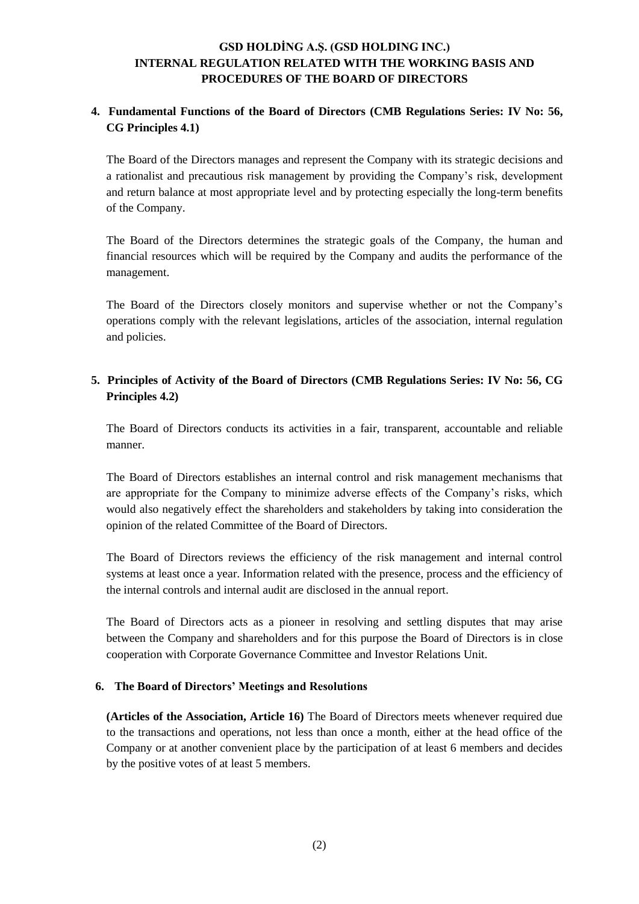## 4. Fundamental Functions of the Board of Directors (CMB Regulations Series: IV No: 56, CG Principles 4.1)

The Board of the Directors manages and represent the Company with its strategic decisions and a rationalist and precautious risk management by providing the Company's risk, development and return balance at most appropriate level and by protecting especially the long-term benefits of the Company.

The Board of the Directors determines the strategic goals of the Company, the human and financial resources which will be required by the Company and audits the performance of the management.

The Board of the Directors closely monitors and supervise whether or not the Company's operations comply with the relevant legislations, articles of the association, internal regulation and policies.

## 5. Principles of Activity of the Board of Directors (CMB Regulations Series: IV No: 56, CG Principles 4.2)

The Board of Directors conducts its activities in a fair, transparent, accountable and reliable manner.

The Board of Directors establishes an internal control and risk management mechanisms that are appropriate for the Company to minimize adverse effects of the Company's risks, which would also negatively effect the shareholders and stakeholders by taking into consideration the opinion of the related Committee of the Board of Directors.

The Board of Directors reviews the efficiency of the risk management and internal control systems at least once a year. Information related with the presence, process and the efficiency of the internal controls and internal audit are disclosed in the annual report.

The Board of Directors acts as a pioneer in resolving and settling disputes that may arise between the Company and shareholders and for this purpose the Board of Directors is in close cooperation with Corporate Governance Committee and Investor Relations Unit.

## 6. The Board of Directors' Meetings and Resolutions

**(Articles of the Association, Article 16)** The Board of Directors meets whenever required due to the transactions and operations, not less than once a month, either at the head office of the Company or at another convenient place by the participation of at least 6 members and decides by the positive votes of at least 5 members.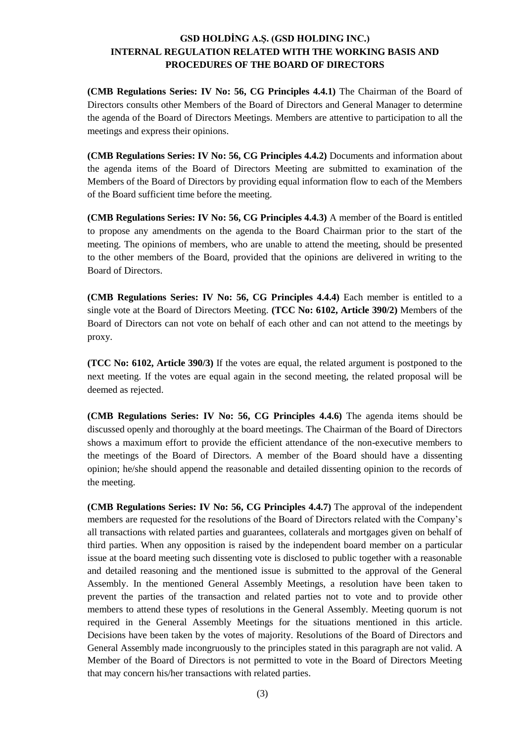**GSD HOLDİNG A.Ş. (GSD HOLDING INC.)**
**INTERNAL REGULATION RELATED WITH THE WORKING BASIS AND PROCEDURES OF THE BOARD OF DIRECTORS**

**(CMB Regulations Series: IV No: 56, CG Principles 4.4.1)** The Chairman of the Board of Directors consults other Members of the Board of Directors and General Manager to determine the agenda of the Board of Directors Meetings. Members are attentive to participation to all the meetings and express their opinions.

**(CMB Regulations Series: IV No: 56, CG Principles 4.4.2)** Documents and information about the agenda items of the Board of Directors Meeting are submitted to examination of the Members of the Board of Directors by providing equal information flow to each of the Members of the Board sufficient time before the meeting.

**(CMB Regulations Series: IV No: 56, CG Principles 4.4.3)** A member of the Board is entitled to propose any amendments on the agenda to the Board Chairman prior to the start of the meeting. The opinions of members, who are unable to attend the meeting, should be presented to the other members of the Board, provided that the opinions are delivered in writing to the Board of Directors.

**(CMB Regulations Series: IV No: 56, CG Principles 4.4.4)** Each member is entitled to a single vote at the Board of Directors Meeting. **(TCC No: 6102, Article 390/2)** Members of the Board of Directors can not vote on behalf of each other and can not attend to the meetings by proxy.

**(TCC No: 6102, Article 390/3)** If the votes are equal, the related argument is postponed to the next meeting. If the votes are equal again in the second meeting, the related proposal will be deemed as rejected.

**(CMB Regulations Series: IV No: 56, CG Principles 4.4.6)** The agenda items should be discussed openly and thoroughly at the board meetings. The Chairman of the Board of Directors shows a maximum effort to provide the efficient attendance of the non-executive members to the meetings of the Board of Directors. A member of the Board should have a dissenting opinion; he/she should append the reasonable and detailed dissenting opinion to the records of the meeting.

**(CMB Regulations Series: IV No: 56, CG Principles 4.4.7)** The approval of the independent members are requested for the resolutions of the Board of Directors related with the Company's all transactions with related parties and guarantees, collaterals and mortgages given on behalf of third parties. When any opposition is raised by the independent board member on a particular issue at the board meeting such dissenting vote is disclosed to public together with a reasonable and detailed reasoning and the mentioned issue is submitted to the approval of the General Assembly. In the mentioned General Assembly Meetings, a resolution have been taken to prevent the parties of the transaction and related parties not to vote and to provide other members to attend these types of resolutions in the General Assembly. Meeting quorum is not required in the General Assembly Meetings for the situations mentioned in this article. Decisions have been taken by the votes of majority. Resolutions of the Board of Directors and General Assembly made incongruously to the principles stated in this paragraph are not valid. A Member of the Board of Directors is not permitted to vote in the Board of Directors Meeting that may concern his/her transactions with related parties.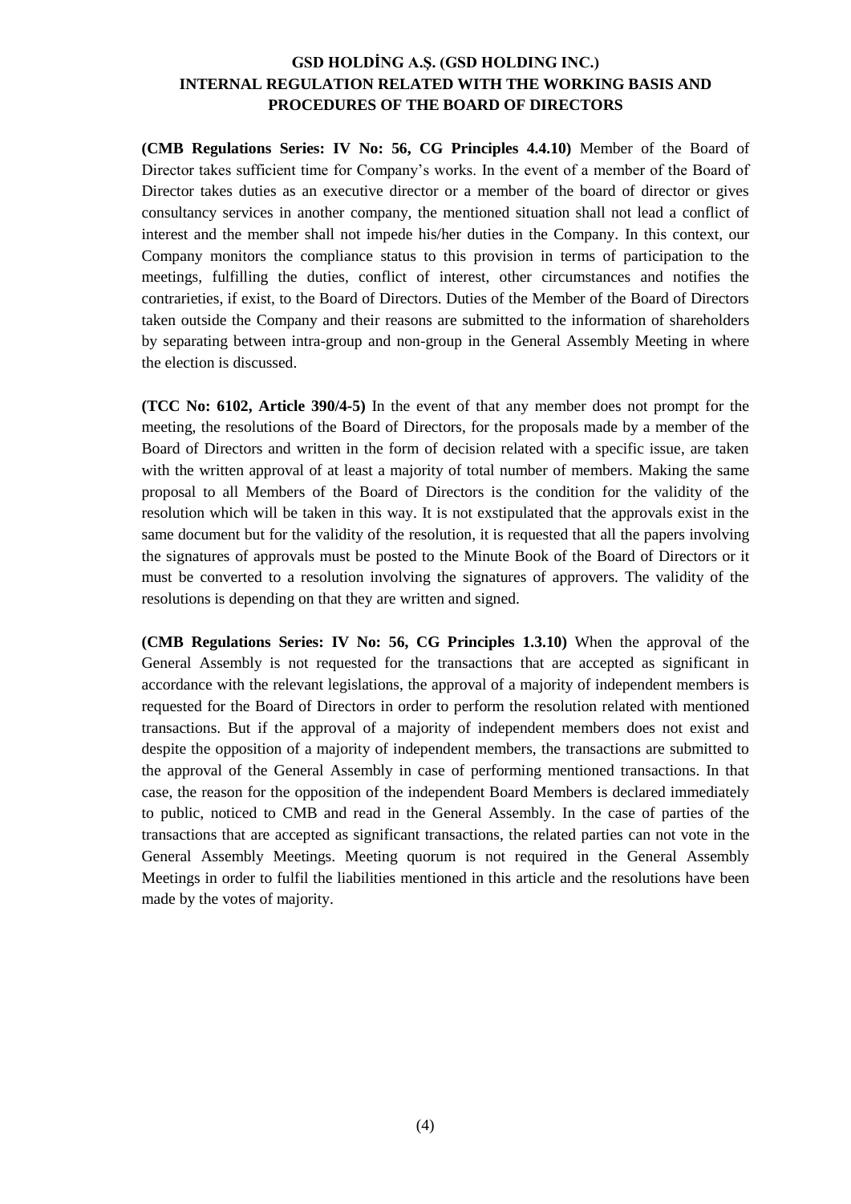# GSD HOLDİNG A.Ş. (GSD HOLDING INC.)
# INTERNAL REGULATION RELATED WITH THE WORKING BASIS AND PROCEDURES OF THE BOARD OF DIRECTORS

**(CMB Regulations Series: IV No: 56, CG Principles 4.4.10)** Member of the Board of Director takes sufficient time for Company's works. In the event of a member of the Board of Director takes duties as an executive director or a member of the board of director or gives consultancy services in another company, the mentioned situation shall not lead a conflict of interest and the member shall not impede his/her duties in the Company. In this context, our Company monitors the compliance status to this provision in terms of participation to the meetings, fulfilling the duties, conflict of interest, other circumstances and notifies the contrarieties, if exist, to the Board of Directors. Duties of the Member of the Board of Directors taken outside the Company and their reasons are submitted to the information of shareholders by separating between intra-group and non-group in the General Assembly Meeting in where the election is discussed.

**(TCC No: 6102, Article 390/4-5)** In the event of that any member does not prompt for the meeting, the resolutions of the Board of Directors, for the proposals made by a member of the Board of Directors and written in the form of decision related with a specific issue, are taken with the written approval of at least a majority of total number of members. Making the same proposal to all Members of the Board of Directors is the condition for the validity of the resolution which will be taken in this way. It is not exstipulated that the approvals exist in the same document but for the validity of the resolution, it is requested that all the papers involving the signatures of approvals must be posted to the Minute Book of the Board of Directors or it must be converted to a resolution involving the signatures of approvers. The validity of the resolutions is depending on that they are written and signed.

**(CMB Regulations Series: IV No: 56, CG Principles 1.3.10)** When the approval of the General Assembly is not requested for the transactions that are accepted as significant in accordance with the relevant legislations, the approval of a majority of independent members is requested for the Board of Directors in order to perform the resolution related with mentioned transactions. But if the approval of a majority of independent members does not exist and despite the opposition of a majority of independent members, the transactions are submitted to the approval of the General Assembly in case of performing mentioned transactions. In that case, the reason for the opposition of the independent Board Members is declared immediately to public, noticed to CMB and read in the General Assembly. In the case of parties of the transactions that are accepted as significant transactions, the related parties can not vote in the General Assembly Meetings. Meeting quorum is not required in the General Assembly Meetings in order to fulfil the liabilities mentioned in this article and the resolutions have been made by the votes of majority.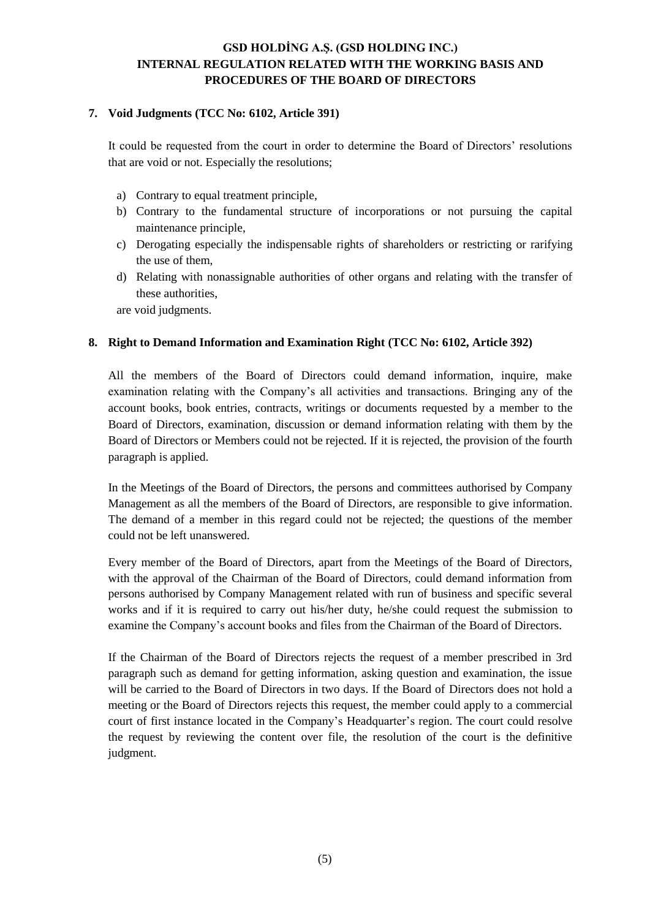## 7. Void Judgments (TCC No: 6102, Article 391)

It could be requested from the court in order to determine the Board of Directors' resolutions that are void or not. Especially the resolutions;

a) Contrary to equal treatment principle,
b) Contrary to the fundamental structure of incorporations or not pursuing the capital maintenance principle,
c) Derogating especially the indispensable rights of shareholders or restricting or rarifying the use of them,
d) Relating with nonassignable authorities of other organs and relating with the transfer of these authorities,

are void judgments.

## 8. Right to Demand Information and Examination Right (TCC No: 6102, Article 392)

All the members of the Board of Directors could demand information, inquire, make examination relating with the Company's all activities and transactions. Bringing any of the account books, book entries, contracts, writings or documents requested by a member to the Board of Directors, examination, discussion or demand information relating with them by the Board of Directors or Members could not be rejected. If it is rejected, the provision of the fourth paragraph is applied.

In the Meetings of the Board of Directors, the persons and committees authorised by Company Management as all the members of the Board of Directors, are responsible to give information. The demand of a member in this regard could not be rejected; the questions of the member could not be left unanswered.

Every member of the Board of Directors, apart from the Meetings of the Board of Directors, with the approval of the Chairman of the Board of Directors, could demand information from persons authorised by Company Management related with run of business and specific several works and if it is required to carry out his/her duty, he/she could request the submission to examine the Company's account books and files from the Chairman of the Board of Directors.

If the Chairman of the Board of Directors rejects the request of a member prescribed in 3rd paragraph such as demand for getting information, asking question and examination, the issue will be carried to the Board of Directors in two days. If the Board of Directors does not hold a meeting or the Board of Directors rejects this request, the member could apply to a commercial court of first instance located in the Company's Headquarter's region. The court could resolve the request by reviewing the content over file, the resolution of the court is the definitive judgment.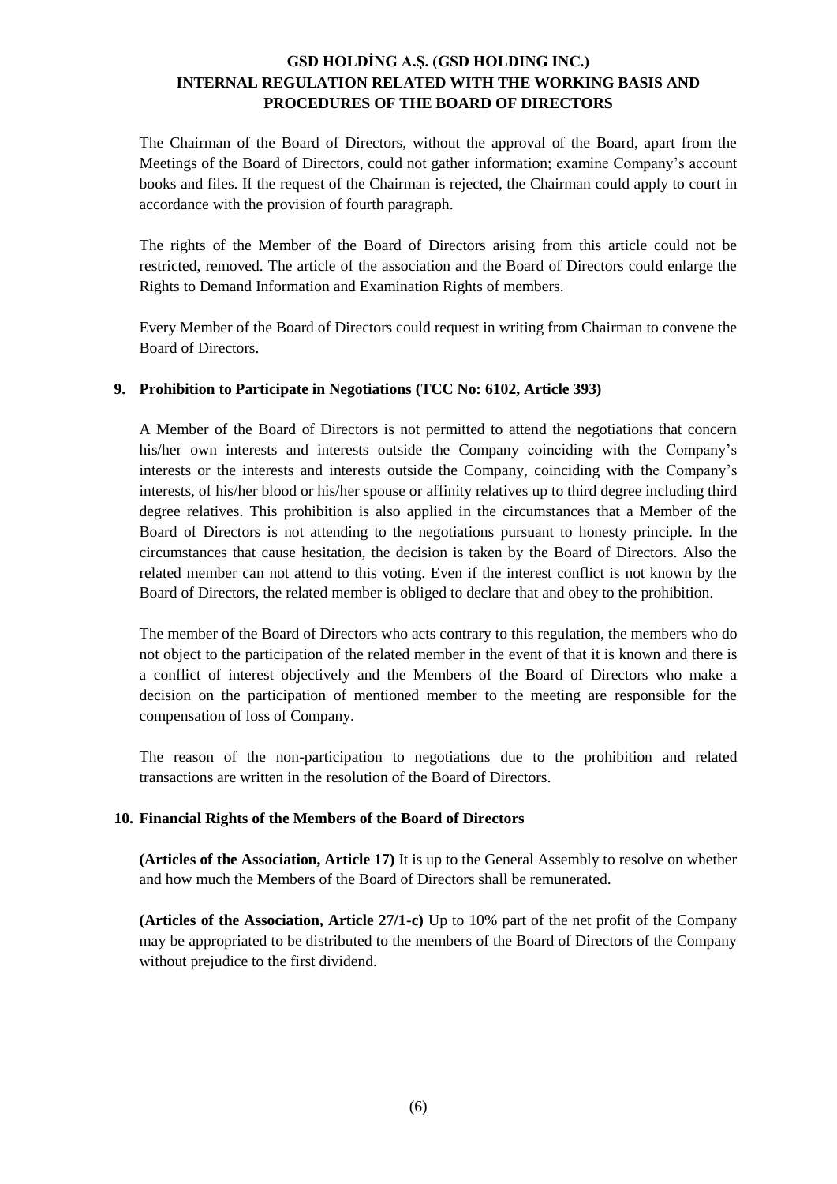The Chairman of the Board of Directors, without the approval of the Board, apart from the Meetings of the Board of Directors, could not gather information; examine Company's account books and files. If the request of the Chairman is rejected, the Chairman could apply to court in accordance with the provision of fourth paragraph.

The rights of the Member of the Board of Directors arising from this article could not be restricted, removed. The article of the association and the Board of Directors could enlarge the Rights to Demand Information and Examination Rights of members.

Every Member of the Board of Directors could request in writing from Chairman to convene the Board of Directors.

## 9. Prohibition to Participate in Negotiations (TCC No: 6102, Article 393)

A Member of the Board of Directors is not permitted to attend the negotiations that concern his/her own interests and interests outside the Company coinciding with the Company's interests or the interests and interests outside the Company, coinciding with the Company's interests, of his/her blood or his/her spouse or affinity relatives up to third degree including third degree relatives. This prohibition is also applied in the circumstances that a Member of the Board of Directors is not attending to the negotiations pursuant to honesty principle. In the circumstances that cause hesitation, the decision is taken by the Board of Directors. Also the related member can not attend to this voting. Even if the interest conflict is not known by the Board of Directors, the related member is obliged to declare that and obey to the prohibition.

The member of the Board of Directors who acts contrary to this regulation, the members who do not object to the participation of the related member in the event of that it is known and there is a conflict of interest objectively and the Members of the Board of Directors who make a decision on the participation of mentioned member to the meeting are responsible for the compensation of loss of Company.

The reason of the non-participation to negotiations due to the prohibition and related transactions are written in the resolution of the Board of Directors.

## 10. Financial Rights of the Members of the Board of Directors

**(Articles of the Association, Article 17)** It is up to the General Assembly to resolve on whether and how much the Members of the Board of Directors shall be remunerated.

**(Articles of the Association, Article 27/1-c)** Up to 10% part of the net profit of the Company may be appropriated to be distributed to the members of the Board of Directors of the Company without prejudice to the first dividend.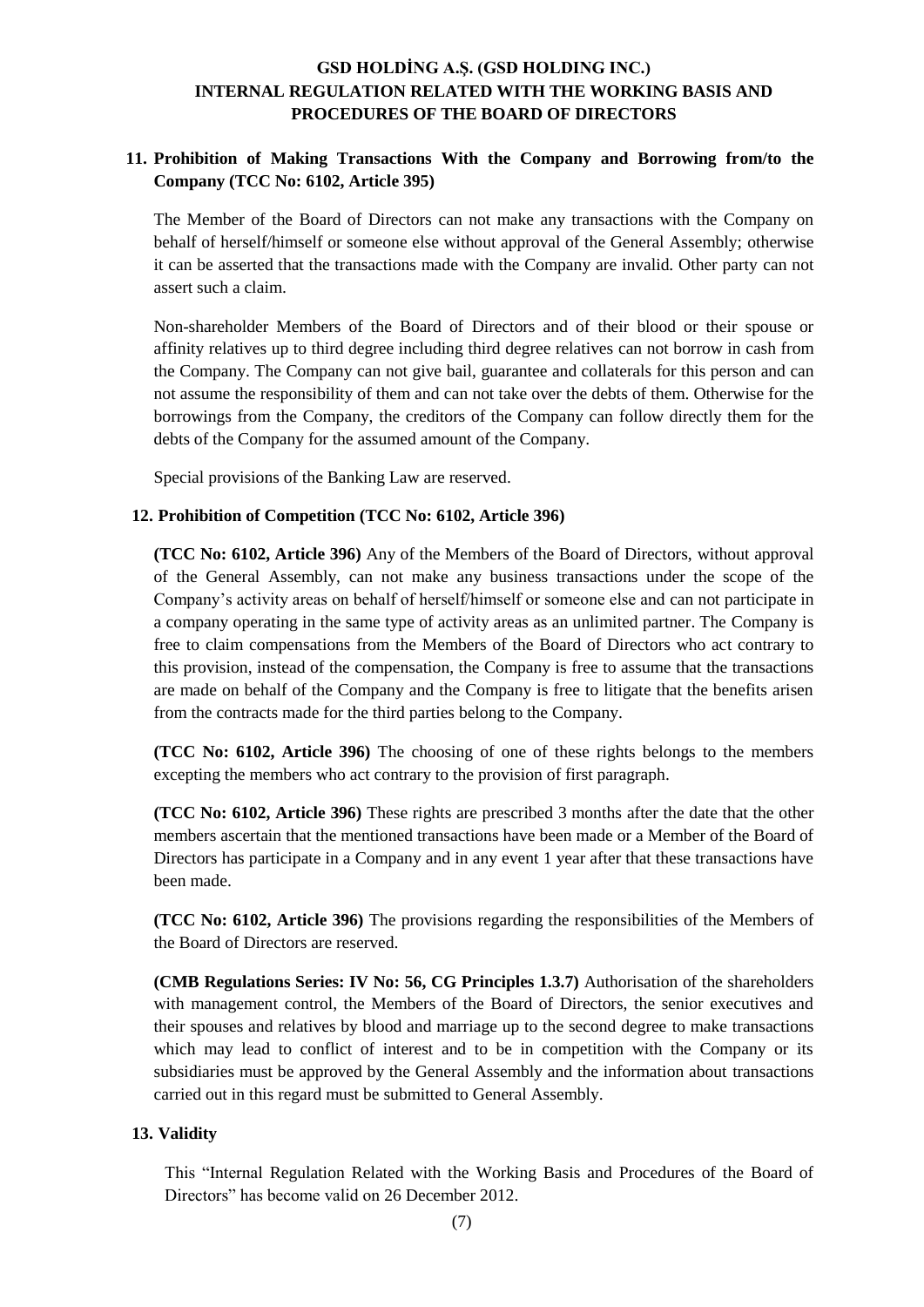## 11. Prohibition of Making Transactions With the Company and Borrowing from/to the Company (TCC No: 6102, Article 395)

The Member of the Board of Directors can not make any transactions with the Company on behalf of herself/himself or someone else without approval of the General Assembly; otherwise it can be asserted that the transactions made with the Company are invalid. Other party can not assert such a claim.

Non-shareholder Members of the Board of Directors and of their blood or their spouse or affinity relatives up to third degree including third degree relatives can not borrow in cash from the Company. The Company can not give bail, guarantee and collaterals for this person and can not assume the responsibility of them and can not take over the debts of them. Otherwise for the borrowings from the Company, the creditors of the Company can follow directly them for the debts of the Company for the assumed amount of the Company.

Special provisions of the Banking Law are reserved.

## 12. Prohibition of Competition (TCC No: 6102, Article 396)

**(TCC No: 6102, Article 396)** Any of the Members of the Board of Directors, without approval of the General Assembly, can not make any business transactions under the scope of the Company's activity areas on behalf of herself/himself or someone else and can not participate in a company operating in the same type of activity areas as an unlimited partner. The Company is free to claim compensations from the Members of the Board of Directors who act contrary to this provision, instead of the compensation, the Company is free to assume that the transactions are made on behalf of the Company and the Company is free to litigate that the benefits arisen from the contracts made for the third parties belong to the Company.

**(TCC No: 6102, Article 396)** The choosing of one of these rights belongs to the members excepting the members who act contrary to the provision of first paragraph.

**(TCC No: 6102, Article 396)** These rights are prescribed 3 months after the date that the other members ascertain that the mentioned transactions have been made or a Member of the Board of Directors has participate in a Company and in any event 1 year after that these transactions have been made.

**(TCC No: 6102, Article 396)** The provisions regarding the responsibilities of the Members of the Board of Directors are reserved.

**(CMB Regulations Series: IV No: 56, CG Principles 1.3.7)** Authorisation of the shareholders with management control, the Members of the Board of Directors, the senior executives and their spouses and relatives by blood and marriage up to the second degree to make transactions which may lead to conflict of interest and to be in competition with the Company or its subsidiaries must be approved by the General Assembly and the information about transactions carried out in this regard must be submitted to General Assembly.

## 13. Validity

This "Internal Regulation Related with the Working Basis and Procedures of the Board of Directors" has become valid on 26 December 2012.